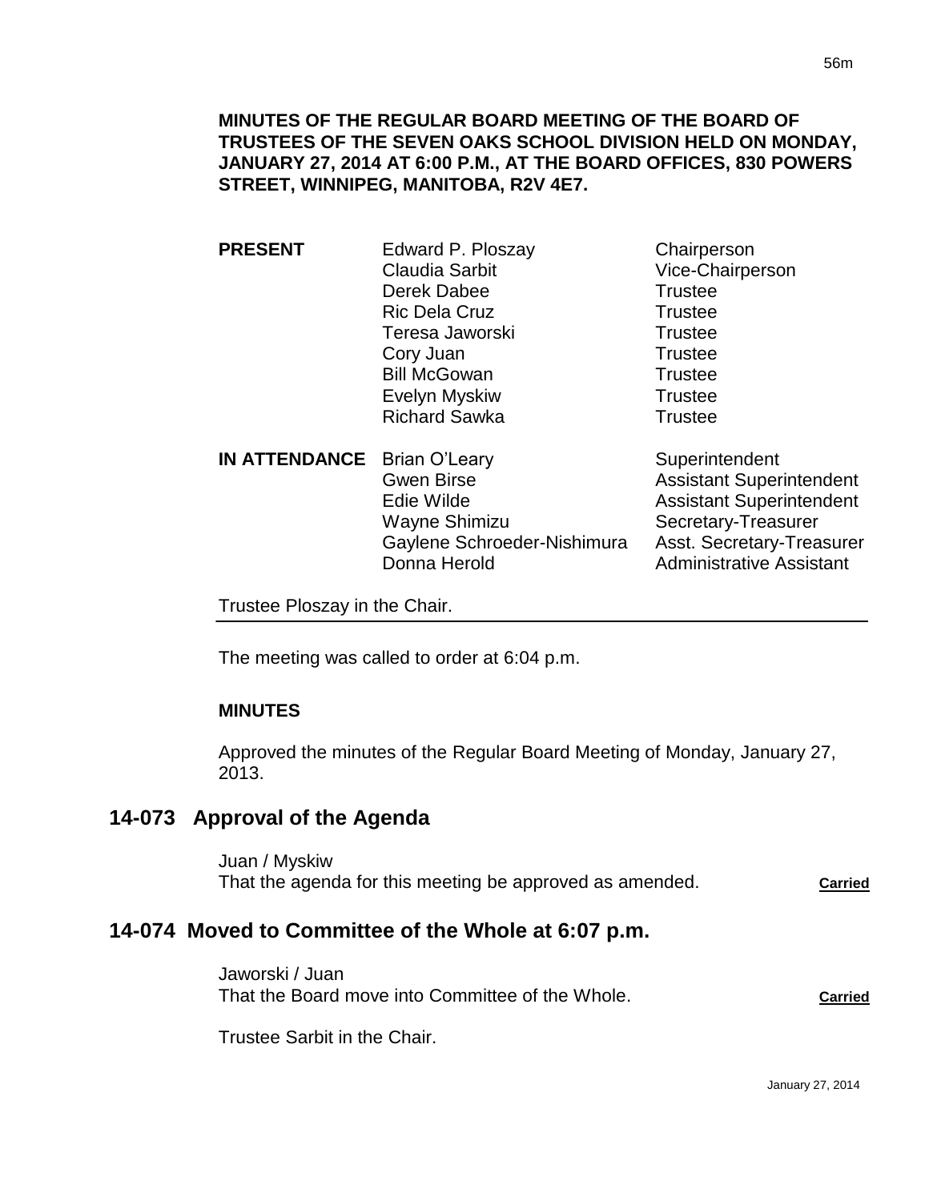**MINUTES OF THE REGULAR BOARD MEETING OF THE BOARD OF TRUSTEES OF THE SEVEN OAKS SCHOOL DIVISION HELD ON MONDAY, JANUARY 27, 2014 AT 6:00 P.M., AT THE BOARD OFFICES, 830 POWERS STREET, WINNIPEG, MANITOBA, R2V 4E7.**

| | | |
|---|---|---|
| **PRESENT** | Edward P. Ploszay | Chairperson |
| | Claudia Sarbit | Vice-Chairperson |
| | Derek Dabee | Trustee |
| | Ric Dela Cruz | Trustee |
| | Teresa Jaworski | Trustee |
| | Cory Juan | Trustee |
| | Bill McGowan | Trustee |
| | Evelyn Myskiw | Trustee |
| | Richard Sawka | Trustee |
| **IN ATTENDANCE** | Brian O'Leary | Superintendent |
| | Gwen Birse | Assistant Superintendent |
| | Edie Wilde | Assistant Superintendent |
| | Wayne Shimizu | Secretary-Treasurer |
| | Gaylene Schroeder-Nishimura | Asst. Secretary-Treasurer |
| | Donna Herold | Administrative Assistant |

Trustee Ploszay in the Chair.

The meeting was called to order at 6:04 p.m.

**MINUTES**

Approved the minutes of the Regular Board Meeting of Monday, January 27, 2013.

## 14-073 Approval of the Agenda

Juan / Myskiw
That the agenda for this meeting be approved as amended. **Carried**

## 14-074 Moved to Committee of the Whole at 6:07 p.m.

Jaworski / Juan
That the Board move into Committee of the Whole. **Carried**

Trustee Sarbit in the Chair.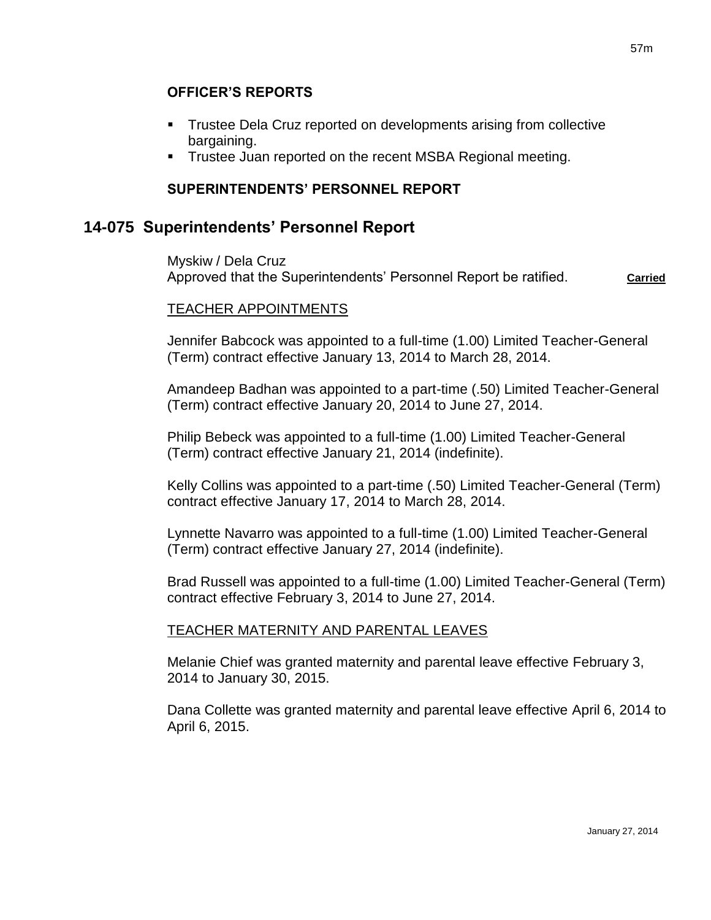### OFFICER'S REPORTS

- Trustee Dela Cruz reported on developments arising from collective bargaining.
- Trustee Juan reported on the recent MSBA Regional meeting.

### SUPERINTENDENTS' PERSONNEL REPORT

## 14-075 Superintendents' Personnel Report

Myskiw / Dela Cruz
Approved that the Superintendents' Personnel Report be ratified. **Carried**

TEACHER APPOINTMENTS

Jennifer Babcock was appointed to a full-time (1.00) Limited Teacher-General (Term) contract effective January 13, 2014 to March 28, 2014.

Amandeep Badhan was appointed to a part-time (.50) Limited Teacher-General (Term) contract effective January 20, 2014 to June 27, 2014.

Philip Bebeck was appointed to a full-time (1.00) Limited Teacher-General (Term) contract effective January 21, 2014 (indefinite).

Kelly Collins was appointed to a part-time (.50) Limited Teacher-General (Term) contract effective January 17, 2014 to March 28, 2014.

Lynnette Navarro was appointed to a full-time (1.00) Limited Teacher-General (Term) contract effective January 27, 2014 (indefinite).

Brad Russell was appointed to a full-time (1.00) Limited Teacher-General (Term) contract effective February 3, 2014 to June 27, 2014.

TEACHER MATERNITY AND PARENTAL LEAVES

Melanie Chief was granted maternity and parental leave effective February 3, 2014 to January 30, 2015.

Dana Collette was granted maternity and parental leave effective April 6, 2014 to April 6, 2015.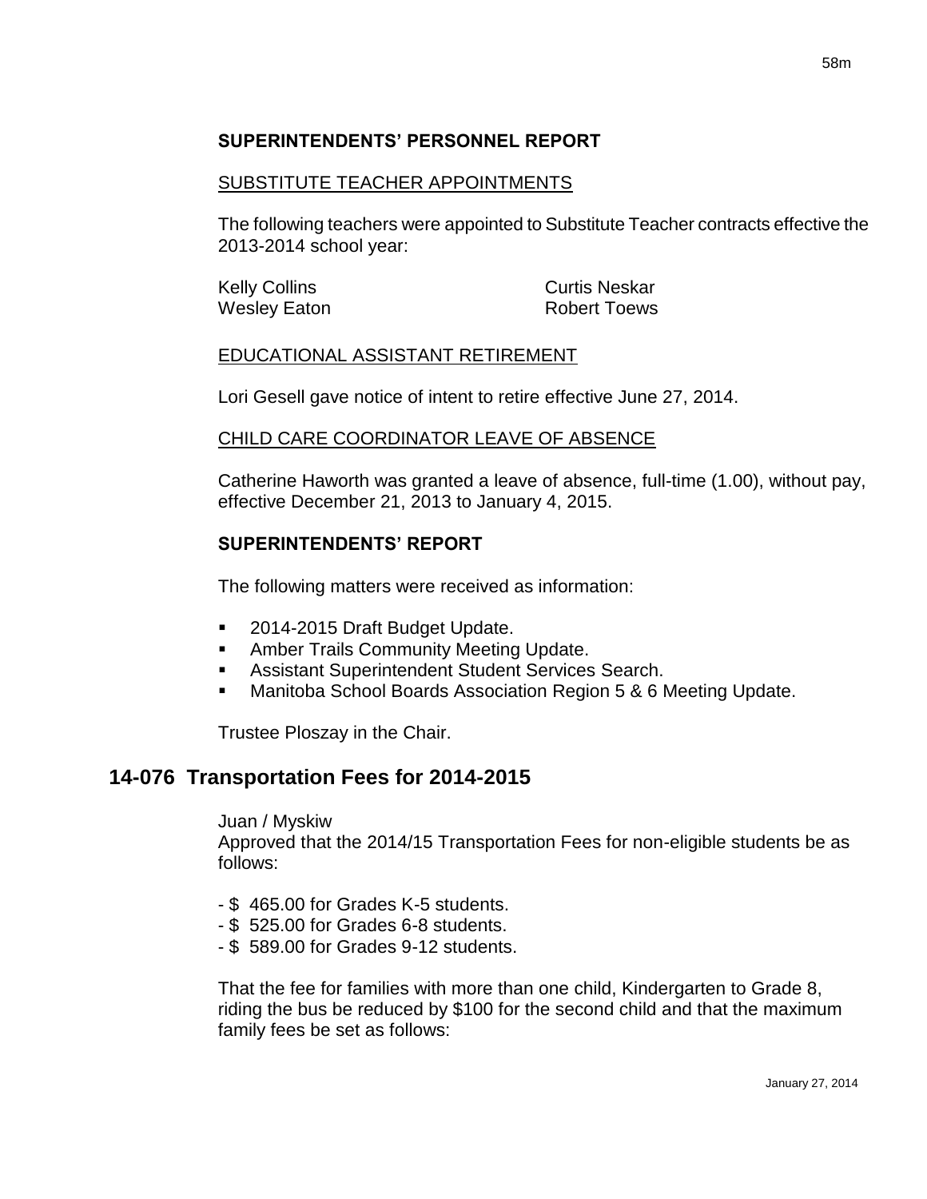**SUPERINTENDENTS' PERSONNEL REPORT**

SUBSTITUTE TEACHER APPOINTMENTS

The following teachers were appointed to Substitute Teacher contracts effective the 2013-2014 school year:

Kelly Collins
Wesley Eaton
Curtis Neskar
Robert Toews

EDUCATIONAL ASSISTANT RETIREMENT

Lori Gesell gave notice of intent to retire effective June 27, 2014.

CHILD CARE COORDINATOR LEAVE OF ABSENCE

Catherine Haworth was granted a leave of absence, full-time (1.00), without pay, effective December 21, 2013 to January 4, 2015.

**SUPERINTENDENTS' REPORT**

The following matters were received as information:

- 2014-2015 Draft Budget Update.
- Amber Trails Community Meeting Update.
- Assistant Superintendent Student Services Search.
- Manitoba School Boards Association Region 5 & 6 Meeting Update.

Trustee Ploszay in the Chair.

## 14-076 Transportation Fees for 2014-2015

Juan / Myskiw
Approved that the 2014/15 Transportation Fees for non-eligible students be as follows:

- $ 465.00 for Grades K-5 students.
- $ 525.00 for Grades 6-8 students.
- $ 589.00 for Grades 9-12 students.

That the fee for families with more than one child, Kindergarten to Grade 8, riding the bus be reduced by $100 for the second child and that the maximum family fees be set as follows: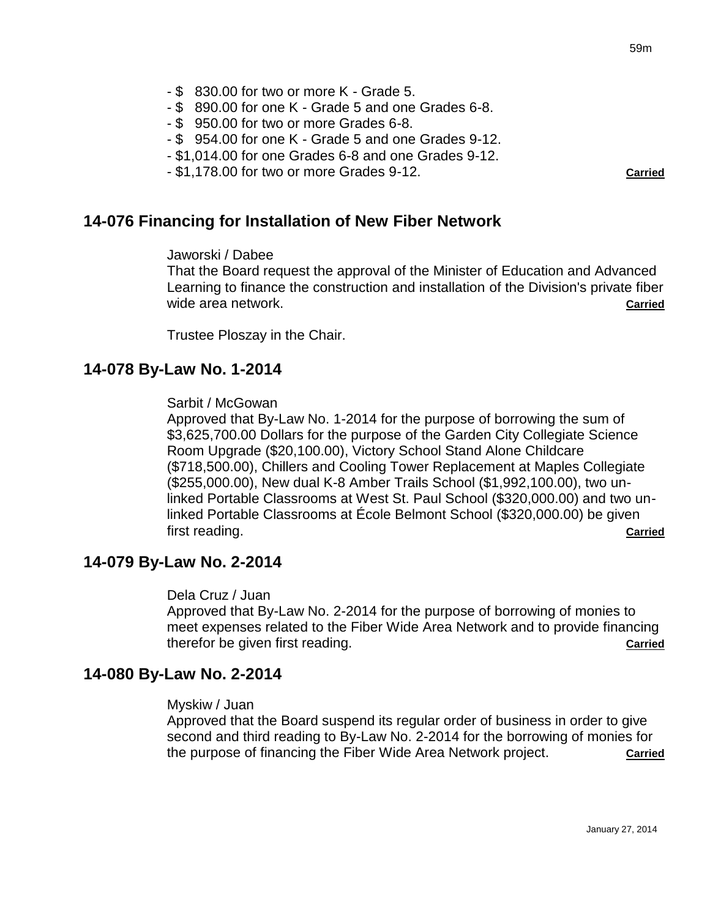- $ 830.00 for two or more K - Grade 5.
- $ 890.00 for one K - Grade 5 and one Grades 6-8.
- $ 950.00 for two or more Grades 6-8.
- $ 954.00 for one K - Grade 5 and one Grades 9-12.
- $1,014.00 for one Grades 6-8 and one Grades 9-12.
- $1,178.00 for two or more Grades 9-12. **Carried**

## 14-076 Financing for Installation of New Fiber Network

Jaworski / Dabee
That the Board request the approval of the Minister of Education and Advanced Learning to finance the construction and installation of the Division's private fiber wide area network. **Carried**

Trustee Ploszay in the Chair.

## 14-078 By-Law No. 1-2014

Sarbit / McGowan
Approved that By-Law No. 1-2014 for the purpose of borrowing the sum of $3,625,700.00 Dollars for the purpose of the Garden City Collegiate Science Room Upgrade ($20,100.00), Victory School Stand Alone Childcare ($718,500.00), Chillers and Cooling Tower Replacement at Maples Collegiate ($255,000.00), New dual K-8 Amber Trails School ($1,992,100.00), two un-linked Portable Classrooms at West St. Paul School ($320,000.00) and two un-linked Portable Classrooms at École Belmont School ($320,000.00) be given first reading. **Carried**

## 14-079 By-Law No. 2-2014

Dela Cruz / Juan
Approved that By-Law No. 2-2014 for the purpose of borrowing of monies to meet expenses related to the Fiber Wide Area Network and to provide financing therefor be given first reading. **Carried**

## 14-080 By-Law No. 2-2014

Myskiw / Juan
Approved that the Board suspend its regular order of business in order to give second and third reading to By-Law No. 2-2014 for the borrowing of monies for the purpose of financing the Fiber Wide Area Network project. **Carried**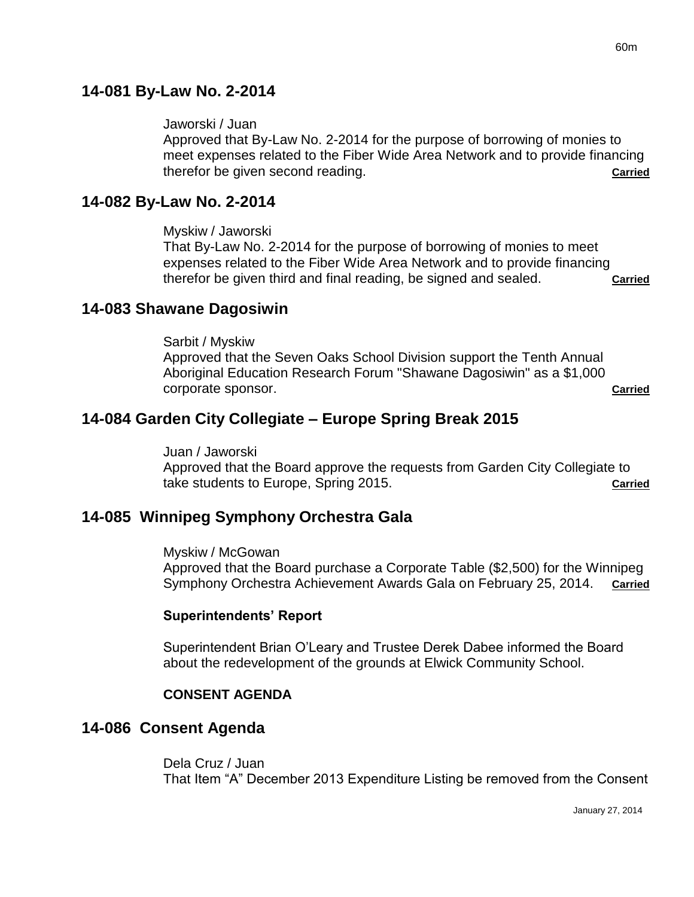## 14-081 By-Law No. 2-2014

Jaworski / Juan
Approved that By-Law No. 2-2014 for the purpose of borrowing of monies to meet expenses related to the Fiber Wide Area Network and to provide financing therefor be given second reading. **Carried**

## 14-082 By-Law No. 2-2014

Myskiw / Jaworski
That By-Law No. 2-2014 for the purpose of borrowing of monies to meet expenses related to the Fiber Wide Area Network and to provide financing therefor be given third and final reading, be signed and sealed. **Carried**

## 14-083 Shawane Dagosiwin

Sarbit / Myskiw
Approved that the Seven Oaks School Division support the Tenth Annual Aboriginal Education Research Forum "Shawane Dagosiwin" as a $1,000 corporate sponsor. **Carried**

## 14-084 Garden City Collegiate – Europe Spring Break 2015

Juan / Jaworski
Approved that the Board approve the requests from Garden City Collegiate to take students to Europe, Spring 2015. **Carried**

## 14-085 Winnipeg Symphony Orchestra Gala

Myskiw / McGowan
Approved that the Board purchase a Corporate Table ($2,500) for the Winnipeg Symphony Orchestra Achievement Awards Gala on February 25, 2014. **Carried**

**Superintendents' Report**

Superintendent Brian O'Leary and Trustee Derek Dabee informed the Board about the redevelopment of the grounds at Elwick Community School.

**CONSENT AGENDA**

## 14-086 Consent Agenda

Dela Cruz / Juan
That Item "A" December 2013 Expenditure Listing be removed from the Consent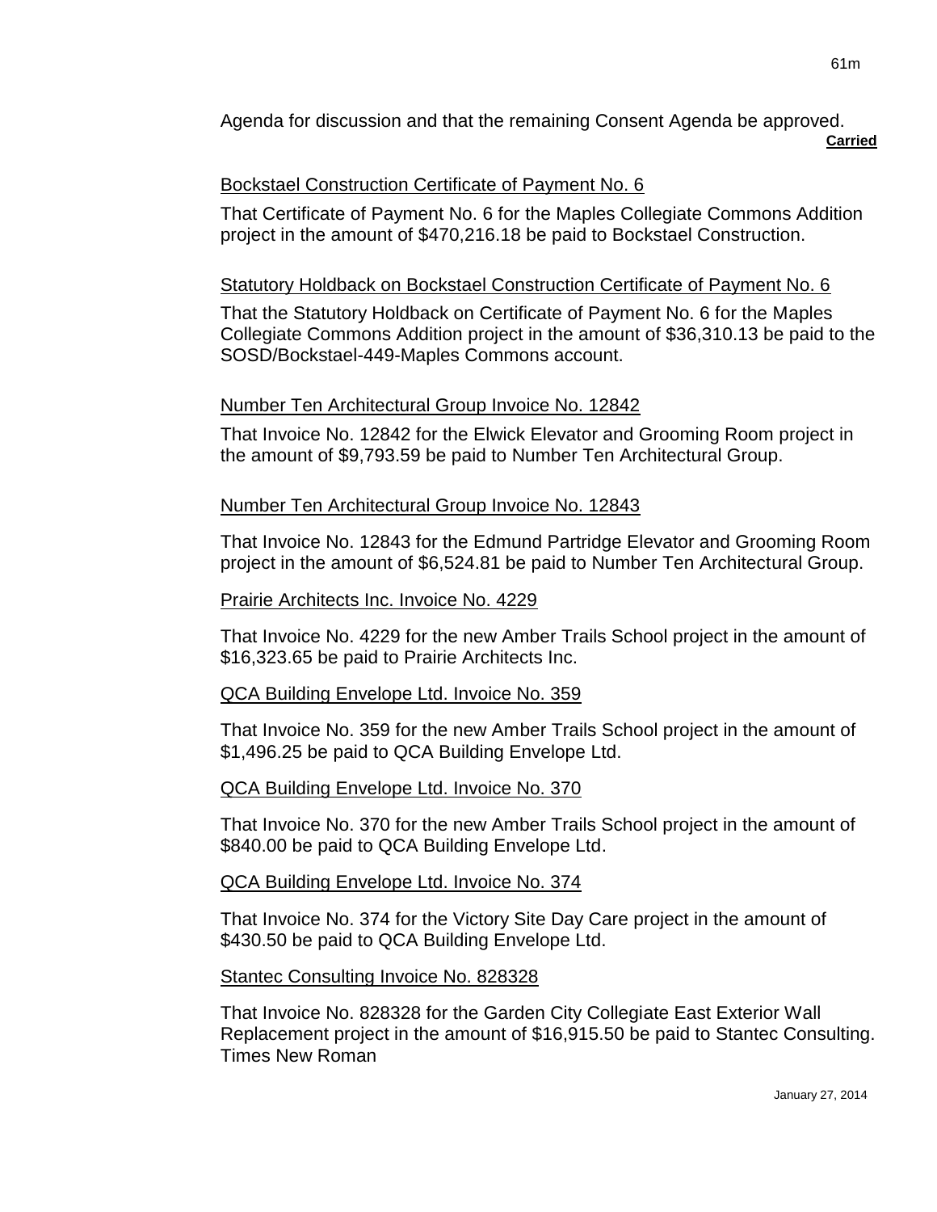Agenda for discussion and that the remaining Consent Agenda be approved.

**Carried**

Bockstael Construction Certificate of Payment No. 6

That Certificate of Payment No. 6 for the Maples Collegiate Commons Addition project in the amount of $470,216.18 be paid to Bockstael Construction.

Statutory Holdback on Bockstael Construction Certificate of Payment No. 6

That the Statutory Holdback on Certificate of Payment No. 6 for the Maples Collegiate Commons Addition project in the amount of $36,310.13 be paid to the SOSD/Bockstael-449-Maples Commons account.

Number Ten Architectural Group Invoice No. 12842

That Invoice No. 12842 for the Elwick Elevator and Grooming Room project in the amount of $9,793.59 be paid to Number Ten Architectural Group.

Number Ten Architectural Group Invoice No. 12843

That Invoice No. 12843 for the Edmund Partridge Elevator and Grooming Room project in the amount of $6,524.81 be paid to Number Ten Architectural Group.

Prairie Architects Inc. Invoice No. 4229

That Invoice No. 4229 for the new Amber Trails School project in the amount of $16,323.65 be paid to Prairie Architects Inc.

QCA Building Envelope Ltd. Invoice No. 359

That Invoice No. 359 for the new Amber Trails School project in the amount of $1,496.25 be paid to QCA Building Envelope Ltd.

QCA Building Envelope Ltd. Invoice No. 370

That Invoice No. 370 for the new Amber Trails School project in the amount of $840.00 be paid to QCA Building Envelope Ltd.

QCA Building Envelope Ltd. Invoice No. 374

That Invoice No. 374 for the Victory Site Day Care project in the amount of $430.50 be paid to QCA Building Envelope Ltd.

Stantec Consulting Invoice No. 828328

That Invoice No. 828328 for the Garden City Collegiate East Exterior Wall Replacement project in the amount of $16,915.50 be paid to Stantec Consulting. Times New Roman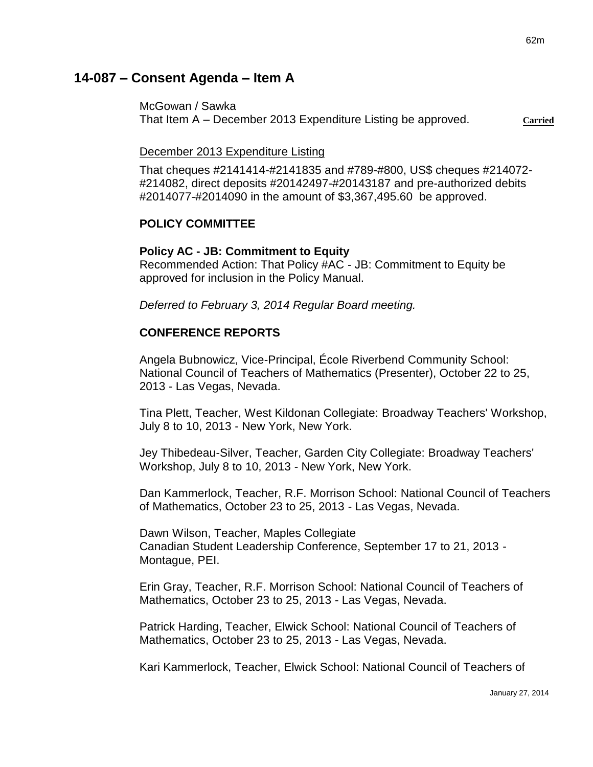## 14-087 – Consent Agenda – Item A

McGowan / Sawka
That Item A – December 2013 Expenditure Listing be approved. **Carried**

December 2013 Expenditure Listing

That cheques #2141414-#2141835 and #789-#800, US$ cheques #214072-#214082, direct deposits #20142497-#20143187 and pre-authorized debits #2014077-#2014090 in the amount of $3,367,495.60 be approved.

**POLICY COMMITTEE**

**Policy AC - JB: Commitment to Equity**
Recommended Action: That Policy #AC - JB: Commitment to Equity be approved for inclusion in the Policy Manual.

*Deferred to February 3, 2014 Regular Board meeting.*

**CONFERENCE REPORTS**

Angela Bubnowicz, Vice-Principal, École Riverbend Community School: National Council of Teachers of Mathematics (Presenter), October 22 to 25, 2013 - Las Vegas, Nevada.

Tina Plett, Teacher, West Kildonan Collegiate: Broadway Teachers' Workshop, July 8 to 10, 2013 - New York, New York.

Jey Thibedeau-Silver, Teacher, Garden City Collegiate: Broadway Teachers' Workshop, July 8 to 10, 2013 - New York, New York.

Dan Kammerlock, Teacher, R.F. Morrison School: National Council of Teachers of Mathematics, October 23 to 25, 2013 - Las Vegas, Nevada.

Dawn Wilson, Teacher, Maples Collegiate
Canadian Student Leadership Conference, September 17 to 21, 2013 - Montague, PEI.

Erin Gray, Teacher, R.F. Morrison School: National Council of Teachers of Mathematics, October 23 to 25, 2013 - Las Vegas, Nevada.

Patrick Harding, Teacher, Elwick School: National Council of Teachers of Mathematics, October 23 to 25, 2013 - Las Vegas, Nevada.

Kari Kammerlock, Teacher, Elwick School: National Council of Teachers of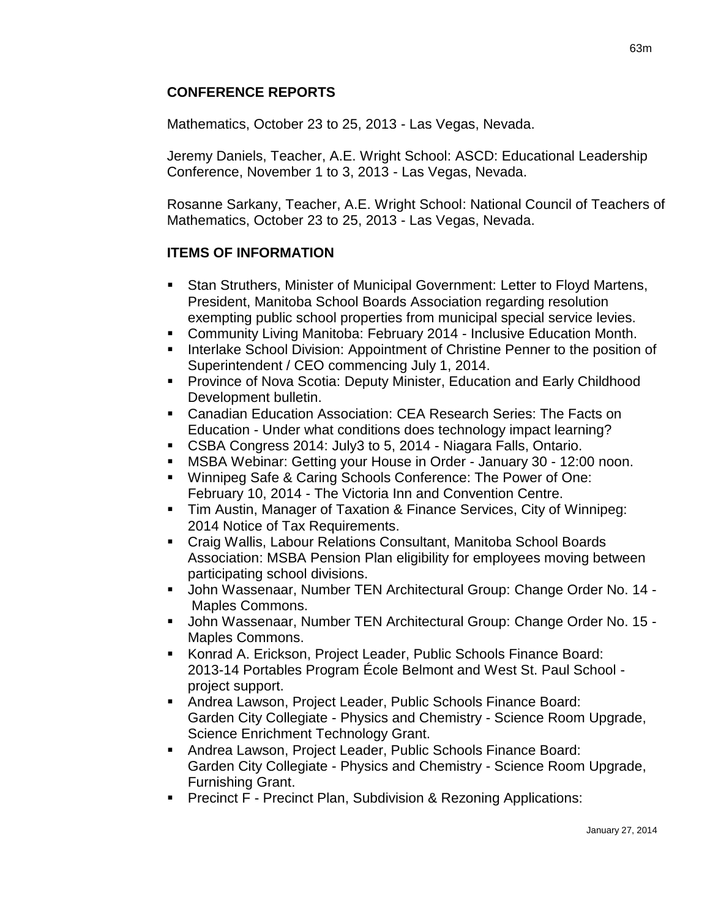## CONFERENCE REPORTS

Mathematics, October 23 to 25, 2013 - Las Vegas, Nevada.

Jeremy Daniels, Teacher, A.E. Wright School: ASCD: Educational Leadership Conference, November 1 to 3, 2013 - Las Vegas, Nevada.

Rosanne Sarkany, Teacher, A.E. Wright School: National Council of Teachers of Mathematics, October 23 to 25, 2013 - Las Vegas, Nevada.

## ITEMS OF INFORMATION

- Stan Struthers, Minister of Municipal Government: Letter to Floyd Martens, President, Manitoba School Boards Association regarding resolution exempting public school properties from municipal special service levies.
- Community Living Manitoba: February 2014 - Inclusive Education Month.
- Interlake School Division: Appointment of Christine Penner to the position of Superintendent / CEO commencing July 1, 2014.
- Province of Nova Scotia: Deputy Minister, Education and Early Childhood Development bulletin.
- Canadian Education Association: CEA Research Series: The Facts on Education - Under what conditions does technology impact learning?
- CSBA Congress 2014: July3 to 5, 2014 - Niagara Falls, Ontario.
- MSBA Webinar: Getting your House in Order - January 30 - 12:00 noon.
- Winnipeg Safe & Caring Schools Conference: The Power of One: February 10, 2014 - The Victoria Inn and Convention Centre.
- Tim Austin, Manager of Taxation & Finance Services, City of Winnipeg: 2014 Notice of Tax Requirements.
- Craig Wallis, Labour Relations Consultant, Manitoba School Boards Association: MSBA Pension Plan eligibility for employees moving between participating school divisions.
- John Wassenaar, Number TEN Architectural Group: Change Order No. 14 - Maples Commons.
- John Wassenaar, Number TEN Architectural Group: Change Order No. 15 - Maples Commons.
- Konrad A. Erickson, Project Leader, Public Schools Finance Board: 2013-14 Portables Program École Belmont and West St. Paul School - project support.
- Andrea Lawson, Project Leader, Public Schools Finance Board: Garden City Collegiate - Physics and Chemistry - Science Room Upgrade, Science Enrichment Technology Grant.
- Andrea Lawson, Project Leader, Public Schools Finance Board: Garden City Collegiate - Physics and Chemistry - Science Room Upgrade, Furnishing Grant.
- Precinct F - Precinct Plan, Subdivision & Rezoning Applications: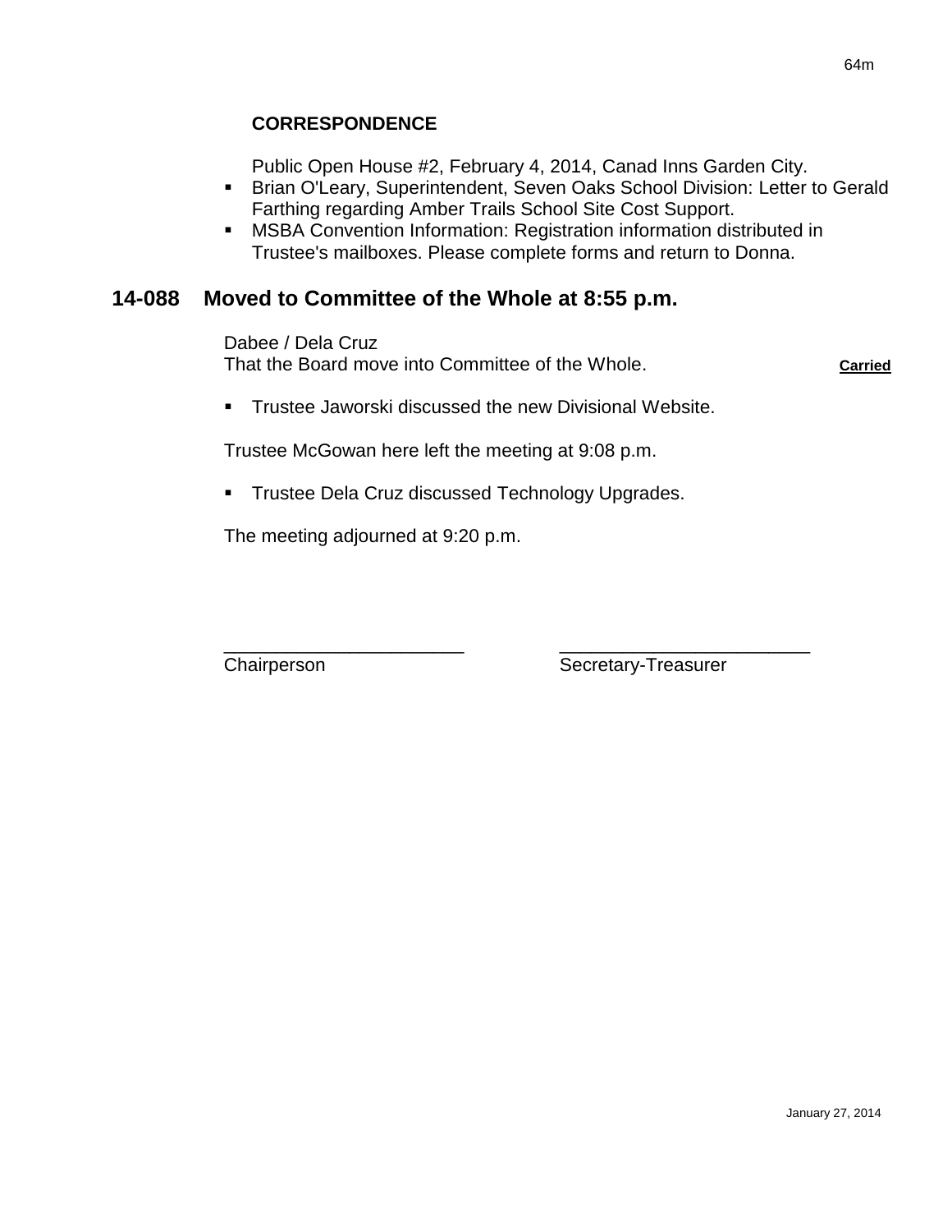**CORRESPONDENCE**

Public Open House #2, February 4, 2014, Canad Inns Garden City.

- Brian O'Leary, Superintendent, Seven Oaks School Division: Letter to Gerald Farthing regarding Amber Trails School Site Cost Support.
- MSBA Convention Information: Registration information distributed in Trustee's mailboxes. Please complete forms and return to Donna.

## 14-088 Moved to Committee of the Whole at 8:55 p.m.

Dabee / Dela Cruz
That the Board move into Committee of the Whole. **Carried**

- Trustee Jaworski discussed the new Divisional Website.

Trustee McGowan here left the meeting at 9:08 p.m.

- Trustee Dela Cruz discussed Technology Upgrades.

The meeting adjourned at 9:20 p.m.

________________________ ________________________
Chairperson Secretary-Treasurer